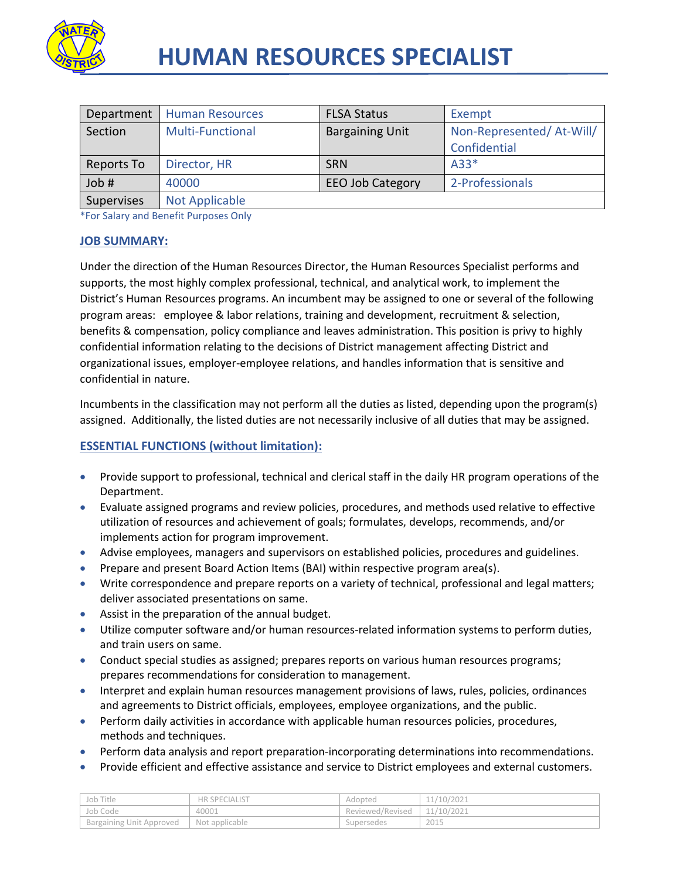# HUMAN RESOURCES SPECIALIST

| Department | Human Resources | FLSA Status | Exempt |
|---|---|---|---|
| Section | Multi-Functional | Bargaining Unit | Non-Represented/ At-Will/ Confidential |
| Reports To | Director, HR | SRN | A33* |
| Job # | 40000 | EEO Job Category | 2-Professionals |
| Supervises | Not Applicable | | |

*For Salary and Benefit Purposes Only

## JOB SUMMARY:

Under the direction of the Human Resources Director, the Human Resources Specialist performs and supports, the most highly complex professional, technical, and analytical work, to implement the District's Human Resources programs. An incumbent may be assigned to one or several of the following program areas: employee & labor relations, training and development, recruitment & selection, benefits & compensation, policy compliance and leaves administration. This position is privy to highly confidential information relating to the decisions of District management affecting District and organizational issues, employer-employee relations, and handles information that is sensitive and confidential in nature.

Incumbents in the classification may not perform all the duties as listed, depending upon the program(s) assigned. Additionally, the listed duties are not necessarily inclusive of all duties that may be assigned.

## ESSENTIAL FUNCTIONS (without limitation):

- Provide support to professional, technical and clerical staff in the daily HR program operations of the Department.
- Evaluate assigned programs and review policies, procedures, and methods used relative to effective utilization of resources and achievement of goals; formulates, develops, recommends, and/or implements action for program improvement.
- Advise employees, managers and supervisors on established policies, procedures and guidelines.
- Prepare and present Board Action Items (BAI) within respective program area(s).
- Write correspondence and prepare reports on a variety of technical, professional and legal matters; deliver associated presentations on same.
- Assist in the preparation of the annual budget.
- Utilize computer software and/or human resources-related information systems to perform duties, and train users on same.
- Conduct special studies as assigned; prepares reports on various human resources programs; prepares recommendations for consideration to management.
- Interpret and explain human resources management provisions of laws, rules, policies, ordinances and agreements to District officials, employees, employee organizations, and the public.
- Perform daily activities in accordance with applicable human resources policies, procedures, methods and techniques.
- Perform data analysis and report preparation-incorporating determinations into recommendations.
- Provide efficient and effective assistance and service to District employees and external customers.

| Job Title | HR SPECIALIST | Adopted | 11/10/2021 |
|---|---|---|---|
| Job Code | 40001 | Reviewed/Revised | 11/10/2021 |
| Bargaining Unit Approved | Not applicable | Supersedes | 2015 |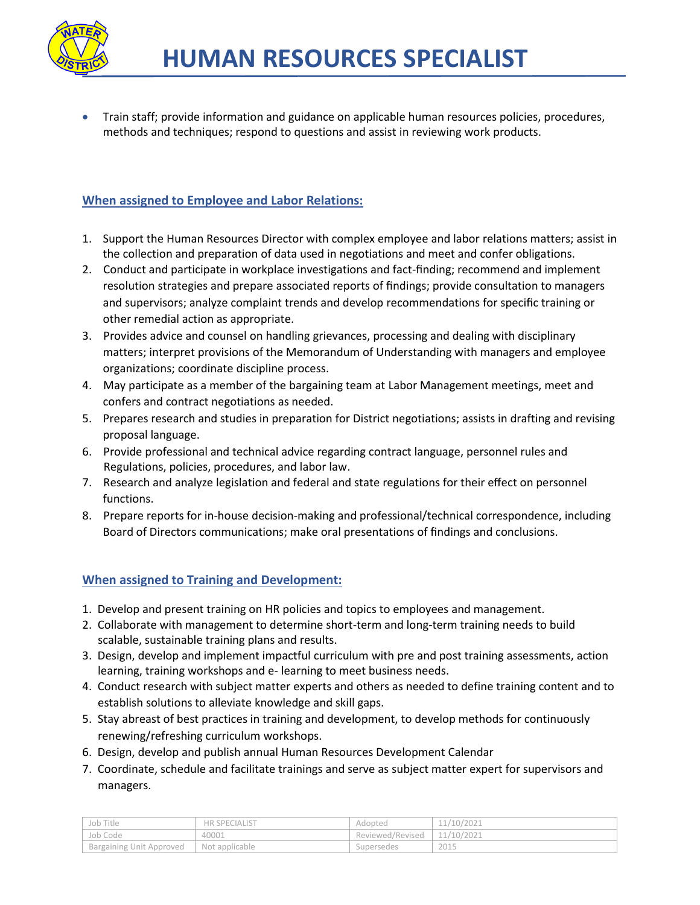- Train staff; provide information and guidance on applicable human resources policies, procedures, methods and techniques; respond to questions and assist in reviewing work products.

## When assigned to Employee and Labor Relations:

1. Support the Human Resources Director with complex employee and labor relations matters; assist in the collection and preparation of data used in negotiations and meet and confer obligations.
2. Conduct and participate in workplace investigations and fact-finding; recommend and implement resolution strategies and prepare associated reports of findings; provide consultation to managers and supervisors; analyze complaint trends and develop recommendations for specific training or other remedial action as appropriate.
3. Provides advice and counsel on handling grievances, processing and dealing with disciplinary matters; interpret provisions of the Memorandum of Understanding with managers and employee organizations; coordinate discipline process.
4. May participate as a member of the bargaining team at Labor Management meetings, meet and confers and contract negotiations as needed.
5. Prepares research and studies in preparation for District negotiations; assists in drafting and revising proposal language.
6. Provide professional and technical advice regarding contract language, personnel rules and Regulations, policies, procedures, and labor law.
7. Research and analyze legislation and federal and state regulations for their effect on personnel functions.
8. Prepare reports for in-house decision-making and professional/technical correspondence, including Board of Directors communications; make oral presentations of findings and conclusions.

## When assigned to Training and Development:

1. Develop and present training on HR policies and topics to employees and management.
2. Collaborate with management to determine short-term and long-term training needs to build scalable, sustainable training plans and results.
3. Design, develop and implement impactful curriculum with pre and post training assessments, action learning, training workshops and e- learning to meet business needs.
4. Conduct research with subject matter experts and others as needed to define training content and to establish solutions to alleviate knowledge and skill gaps.
5. Stay abreast of best practices in training and development, to develop methods for continuously renewing/refreshing curriculum workshops.
6. Design, develop and publish annual Human Resources Development Calendar
7. Coordinate, schedule and facilitate trainings and serve as subject matter expert for supervisors and managers.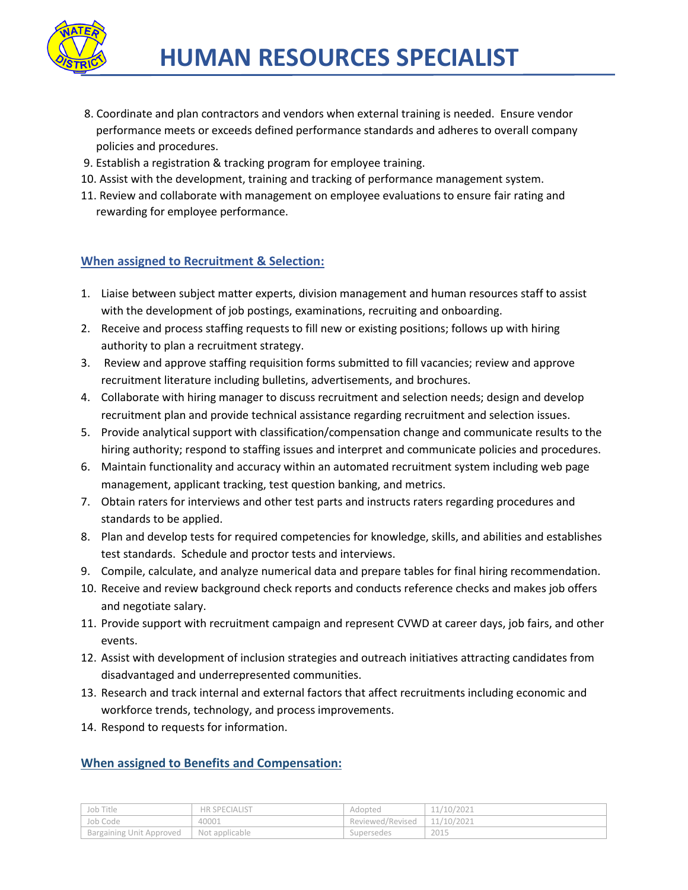8. Coordinate and plan contractors and vendors when external training is needed. Ensure vendor performance meets or exceeds defined performance standards and adheres to overall company policies and procedures.
9. Establish a registration & tracking program for employee training.
10. Assist with the development, training and tracking of performance management system.
11. Review and collaborate with management on employee evaluations to ensure fair rating and rewarding for employee performance.

### When assigned to Recruitment & Selection:

1. Liaise between subject matter experts, division management and human resources staff to assist with the development of job postings, examinations, recruiting and onboarding.
2. Receive and process staffing requests to fill new or existing positions; follows up with hiring authority to plan a recruitment strategy.
3. Review and approve staffing requisition forms submitted to fill vacancies; review and approve recruitment literature including bulletins, advertisements, and brochures.
4. Collaborate with hiring manager to discuss recruitment and selection needs; design and develop recruitment plan and provide technical assistance regarding recruitment and selection issues.
5. Provide analytical support with classification/compensation change and communicate results to the hiring authority; respond to staffing issues and interpret and communicate policies and procedures.
6. Maintain functionality and accuracy within an automated recruitment system including web page management, applicant tracking, test question banking, and metrics.
7. Obtain raters for interviews and other test parts and instructs raters regarding procedures and standards to be applied.
8. Plan and develop tests for required competencies for knowledge, skills, and abilities and establishes test standards. Schedule and proctor tests and interviews.
9. Compile, calculate, and analyze numerical data and prepare tables for final hiring recommendation.
10. Receive and review background check reports and conducts reference checks and makes job offers and negotiate salary.
11. Provide support with recruitment campaign and represent CVWD at career days, job fairs, and other events.
12. Assist with development of inclusion strategies and outreach initiatives attracting candidates from disadvantaged and underrepresented communities.
13. Research and track internal and external factors that affect recruitments including economic and workforce trends, technology, and process improvements.
14. Respond to requests for information.

### When assigned to Benefits and Compensation:

| Job Title | HR SPECIALIST | Adopted | 11/10/2021 |
|---|---|---|---|
| Job Code | 40001 | Reviewed/Revised | 11/10/2021 |
| Bargaining Unit Approved | Not applicable | Supersedes | 2015 |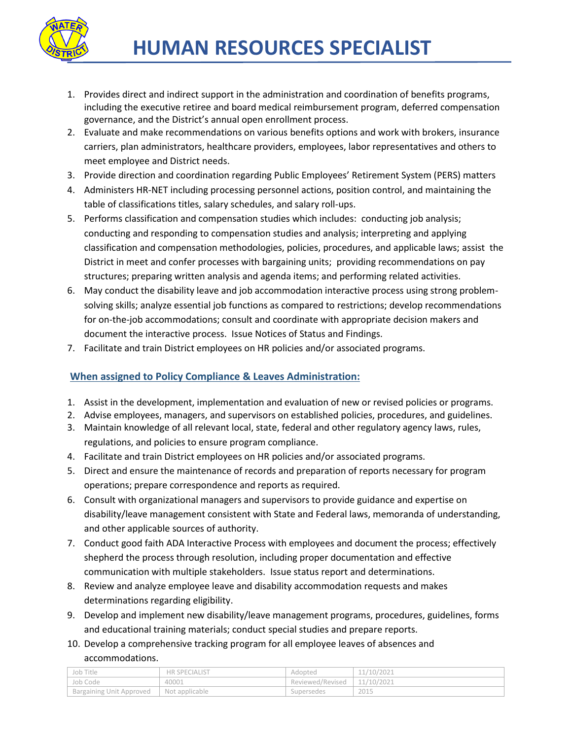# HUMAN RESOURCES SPECIALIST

1. Provides direct and indirect support in the administration and coordination of benefits programs, including the executive retiree and board medical reimbursement program, deferred compensation governance, and the District's annual open enrollment process.
2. Evaluate and make recommendations on various benefits options and work with brokers, insurance carriers, plan administrators, healthcare providers, employees, labor representatives and others to meet employee and District needs.
3. Provide direction and coordination regarding Public Employees' Retirement System (PERS) matters
4. Administers HR-NET including processing personnel actions, position control, and maintaining the table of classifications titles, salary schedules, and salary roll-ups.
5. Performs classification and compensation studies which includes: conducting job analysis; conducting and responding to compensation studies and analysis; interpreting and applying classification and compensation methodologies, policies, procedures, and applicable laws; assist the District in meet and confer processes with bargaining units; providing recommendations on pay structures; preparing written analysis and agenda items; and performing related activities.
6. May conduct the disability leave and job accommodation interactive process using strong problem-solving skills; analyze essential job functions as compared to restrictions; develop recommendations for on-the-job accommodations; consult and coordinate with appropriate decision makers and document the interactive process. Issue Notices of Status and Findings.
7. Facilitate and train District employees on HR policies and/or associated programs.

## When assigned to Policy Compliance & Leaves Administration:

1. Assist in the development, implementation and evaluation of new or revised policies or programs.
2. Advise employees, managers, and supervisors on established policies, procedures, and guidelines.
3. Maintain knowledge of all relevant local, state, federal and other regulatory agency laws, rules, regulations, and policies to ensure program compliance.
4. Facilitate and train District employees on HR policies and/or associated programs.
5. Direct and ensure the maintenance of records and preparation of reports necessary for program operations; prepare correspondence and reports as required.
6. Consult with organizational managers and supervisors to provide guidance and expertise on disability/leave management consistent with State and Federal laws, memoranda of understanding, and other applicable sources of authority.
7. Conduct good faith ADA Interactive Process with employees and document the process; effectively shepherd the process through resolution, including proper documentation and effective communication with multiple stakeholders. Issue status report and determinations.
8. Review and analyze employee leave and disability accommodation requests and makes determinations regarding eligibility.
9. Develop and implement new disability/leave management programs, procedures, guidelines, forms and educational training materials; conduct special studies and prepare reports.
10. Develop a comprehensive tracking program for all employee leaves of absences and accommodations.

| Job Title | HR SPECIALIST | Adopted | 11/10/2021 |
|---|---|---|---|
| Job Code | 40001 | Reviewed/Revised | 11/10/2021 |
| Bargaining Unit Approved | Not applicable | Supersedes | 2015 |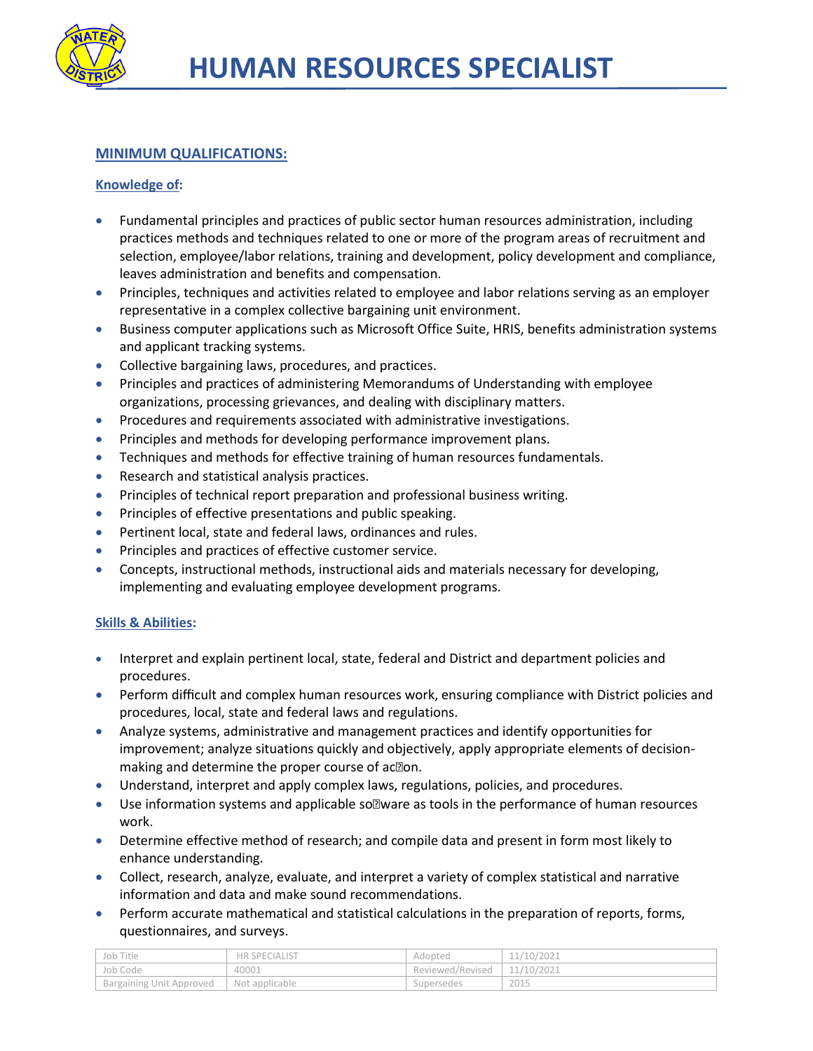# HUMAN RESOURCES SPECIALIST

## MINIMUM QUALIFICATIONS:

### Knowledge of:

- Fundamental principles and practices of public sector human resources administration, including practices methods and techniques related to one or more of the program areas of recruitment and selection, employee/labor relations, training and development, policy development and compliance, leaves administration and benefits and compensation.
- Principles, techniques and activities related to employee and labor relations serving as an employer representative in a complex collective bargaining unit environment.
- Business computer applications such as Microsoft Office Suite, HRIS, benefits administration systems and applicant tracking systems.
- Collective bargaining laws, procedures, and practices.
- Principles and practices of administering Memorandums of Understanding with employee organizations, processing grievances, and dealing with disciplinary matters.
- Procedures and requirements associated with administrative investigations.
- Principles and methods for developing performance improvement plans.
- Techniques and methods for effective training of human resources fundamentals.
- Research and statistical analysis practices.
- Principles of technical report preparation and professional business writing.
- Principles of effective presentations and public speaking.
- Pertinent local, state and federal laws, ordinances and rules.
- Principles and practices of effective customer service.
- Concepts, instructional methods, instructional aids and materials necessary for developing, implementing and evaluating employee development programs.

### Skills & Abilities:

- Interpret and explain pertinent local, state, federal and District and department policies and procedures.
- Perform difficult and complex human resources work, ensuring compliance with District policies and procedures, local, state and federal laws and regulations.
- Analyze systems, administrative and management practices and identify opportunities for improvement; analyze situations quickly and objectively, apply appropriate elements of decision-making and determine the proper course of action.
- Understand, interpret and apply complex laws, regulations, policies, and procedures.
- Use information systems and applicable software as tools in the performance of human resources work.
- Determine effective method of research; and compile data and present in form most likely to enhance understanding.
- Collect, research, analyze, evaluate, and interpret a variety of complex statistical and narrative information and data and make sound recommendations.
- Perform accurate mathematical and statistical calculations in the preparation of reports, forms, questionnaires, and surveys.

| Job Title | HR SPECIALIST | Adopted | 11/10/2021 |
|---|---|---|---|
| Job Code | 40001 | Reviewed/Revised | 11/10/2021 |
| Bargaining Unit Approved | Not applicable | Supersedes | 2015 |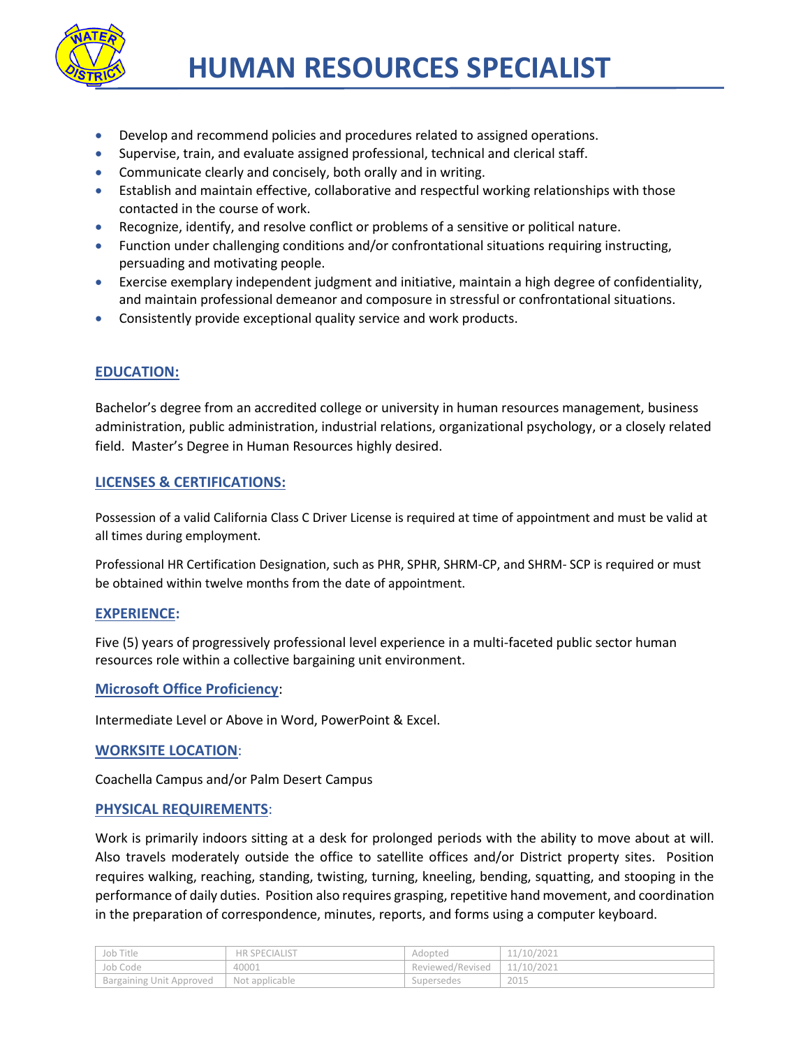# HUMAN RESOURCES SPECIALIST

- Develop and recommend policies and procedures related to assigned operations.
- Supervise, train, and evaluate assigned professional, technical and clerical staff.
- Communicate clearly and concisely, both orally and in writing.
- Establish and maintain effective, collaborative and respectful working relationships with those contacted in the course of work.
- Recognize, identify, and resolve conflict or problems of a sensitive or political nature.
- Function under challenging conditions and/or confrontational situations requiring instructing, persuading and motivating people.
- Exercise exemplary independent judgment and initiative, maintain a high degree of confidentiality, and maintain professional demeanor and composure in stressful or confrontational situations.
- Consistently provide exceptional quality service and work products.

## EDUCATION:

Bachelor's degree from an accredited college or university in human resources management, business administration, public administration, industrial relations, organizational psychology, or a closely related field. Master's Degree in Human Resources highly desired.

## LICENSES & CERTIFICATIONS:

Possession of a valid California Class C Driver License is required at time of appointment and must be valid at all times during employment.

Professional HR Certification Designation, such as PHR, SPHR, SHRM-CP, and SHRM- SCP is required or must be obtained within twelve months from the date of appointment.

## EXPERIENCE:

Five (5) years of progressively professional level experience in a multi-faceted public sector human resources role within a collective bargaining unit environment.

## Microsoft Office Proficiency:

Intermediate Level or Above in Word, PowerPoint & Excel.

## WORKSITE LOCATION:

Coachella Campus and/or Palm Desert Campus

## PHYSICAL REQUIREMENTS:

Work is primarily indoors sitting at a desk for prolonged periods with the ability to move about at will. Also travels moderately outside the office to satellite offices and/or District property sites. Position requires walking, reaching, standing, twisting, turning, kneeling, bending, squatting, and stooping in the performance of daily duties. Position also requires grasping, repetitive hand movement, and coordination in the preparation of correspondence, minutes, reports, and forms using a computer keyboard.

| Job Title | HR SPECIALIST | Adopted | 11/10/2021 |
|---|---|---|---|
| Job Code | 40001 | Reviewed/Revised | 11/10/2021 |
| Bargaining Unit Approved | Not applicable | Supersedes | 2015 |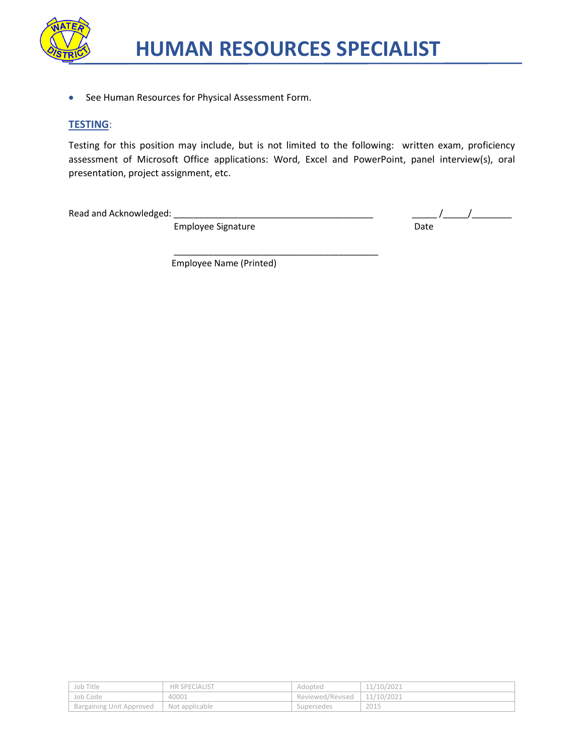- See Human Resources for Physical Assessment Form.

## TESTING:

Testing for this position may include, but is not limited to the following: written exam, proficiency assessment of Microsoft Office applications: Word, Excel and PowerPoint, panel interview(s), oral presentation, project assignment, etc.

Read and Acknowledged: ________________________________________ _____/_____/________

Employee Signature Date

__________________________________________

Employee Name (Printed)

| | | | |
|---|---|---|---|
| Job Title | HR SPECIALIST | Adopted | 11/10/2021 |
| Job Code | 40001 | Reviewed/Revised | 11/10/2021 |
| Bargaining Unit Approved | Not applicable | Supersedes | 2015 |